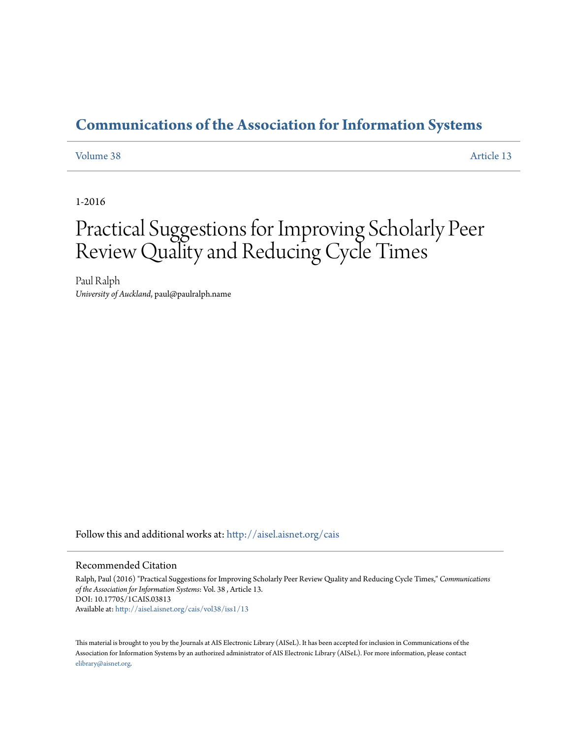# Communications of the Association for Information Systems

Volume 38 | Article 13

1-2016

# Practical Suggestions for Improving Scholarly Peer Review Quality and Reducing Cycle Times

Paul Ralph
*University of Auckland*, paul@paulralph.name

Follow this and additional works at: http://aisel.aisnet.org/cais

## Recommended Citation

Ralph, Paul (2016) "Practical Suggestions for Improving Scholarly Peer Review Quality and Reducing Cycle Times," *Communications of the Association for Information Systems*: Vol. 38 , Article 13.
DOI: 10.17705/1CAIS.03813
Available at: http://aisel.aisnet.org/cais/vol38/iss1/13

This material is brought to you by the Journals at AIS Electronic Library (AISeL). It has been accepted for inclusion in Communications of the Association for Information Systems by an authorized administrator of AIS Electronic Library (AISeL). For more information, please contact elibrary@aisnet.org.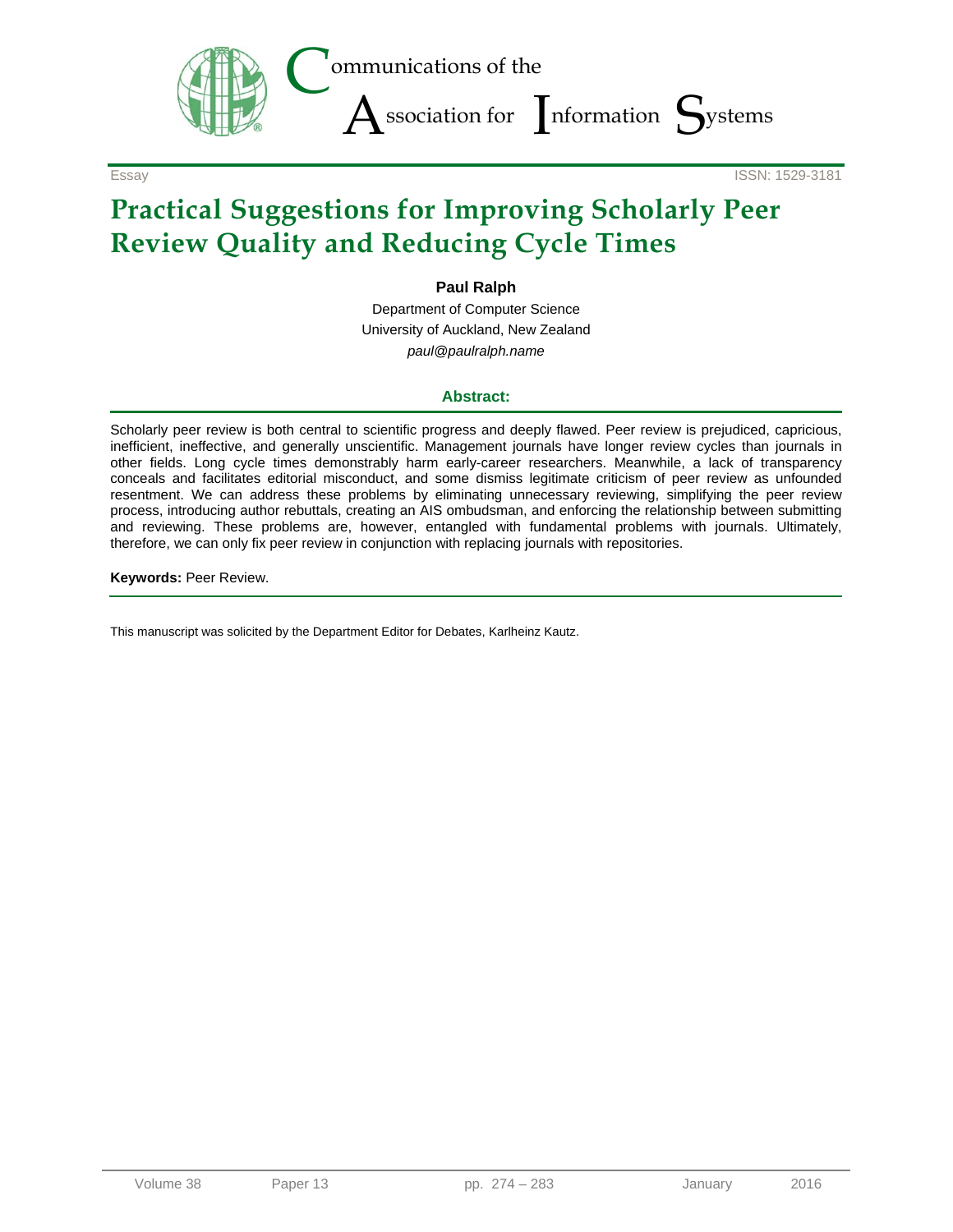Essay

ISSN: 1529-3181

# Practical Suggestions for Improving Scholarly Peer Review Quality and Reducing Cycle Times

**Paul Ralph**

Department of Computer Science
University of Auckland, New Zealand
*paul@paulralph.name*

### Abstract:

Scholarly peer review is both central to scientific progress and deeply flawed. Peer review is prejudiced, capricious, inefficient, ineffective, and generally unscientific. Management journals have longer review cycles than journals in other fields. Long cycle times demonstrably harm early-career researchers. Meanwhile, a lack of transparency conceals and facilitates editorial misconduct, and some dismiss legitimate criticism of peer review as unfounded resentment. We can address these problems by eliminating unnecessary reviewing, simplifying the peer review process, introducing author rebuttals, creating an AIS ombudsman, and enforcing the relationship between submitting and reviewing. These problems are, however, entangled with fundamental problems with journals. Ultimately, therefore, we can only fix peer review in conjunction with replacing journals with repositories.

**Keywords:** Peer Review.

This manuscript was solicited by the Department Editor for Debates, Karlheinz Kautz.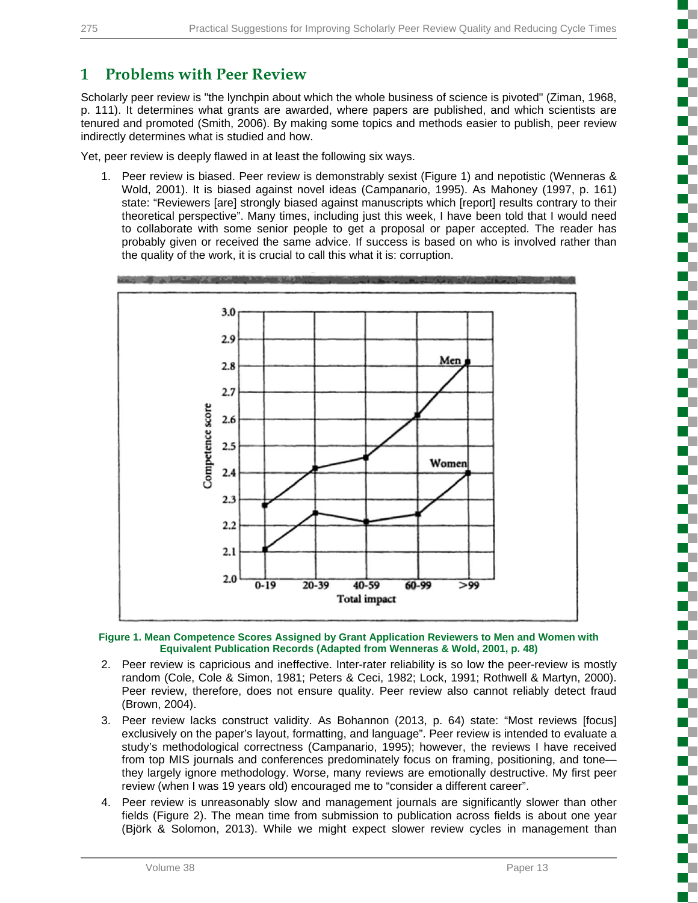# 1 Problems with Peer Review

Scholarly peer review is "the lynchpin about which the whole business of science is pivoted" (Ziman, 1968, p. 111). It determines what grants are awarded, where papers are published, and which scientists are tenured and promoted (Smith, 2006). By making some topics and methods easier to publish, peer review indirectly determines what is studied and how.

Yet, peer review is deeply flawed in at least the following six ways.

1. Peer review is biased. Peer review is demonstrably sexist (Figure 1) and nepotistic (Wenneras & Wold, 2001). It is biased against novel ideas (Campanario, 1995). As Mahoney (1997, p. 161) state: "Reviewers [are] strongly biased against manuscripts which [report] results contrary to their theoretical perspective". Many times, including just this week, I have been told that I would need to collaborate with some senior people to get a proposal or paper accepted. The reader has probably given or received the same advice. If success is based on who is involved rather than the quality of the work, it is crucial to call this what it is: corruption.

**Figure 1. Mean Competence Scores Assigned by Grant Application Reviewers to Men and Women with Equivalent Publication Records (Adapted from Wenneras & Wold, 2001, p. 48)**

2. Peer review is capricious and ineffective. Inter-rater reliability is so low the peer-review is mostly random (Cole, Cole & Simon, 1981; Peters & Ceci, 1982; Lock, 1991; Rothwell & Martyn, 2000). Peer review, therefore, does not ensure quality. Peer review also cannot reliably detect fraud (Brown, 2004).
3. Peer review lacks construct validity. As Bohannon (2013, p. 64) state: "Most reviews [focus] exclusively on the paper's layout, formatting, and language". Peer review is intended to evaluate a study's methodological correctness (Campanario, 1995); however, the reviews I have received from top MIS journals and conferences predominately focus on framing, positioning, and tone—they largely ignore methodology. Worse, many reviews are emotionally destructive. My first peer review (when I was 19 years old) encouraged me to "consider a different career".
4. Peer review is unreasonably slow and management journals are significantly slower than other fields (Figure 2). The mean time from submission to publication across fields is about one year (Björk & Solomon, 2013). While we might expect slower review cycles in management than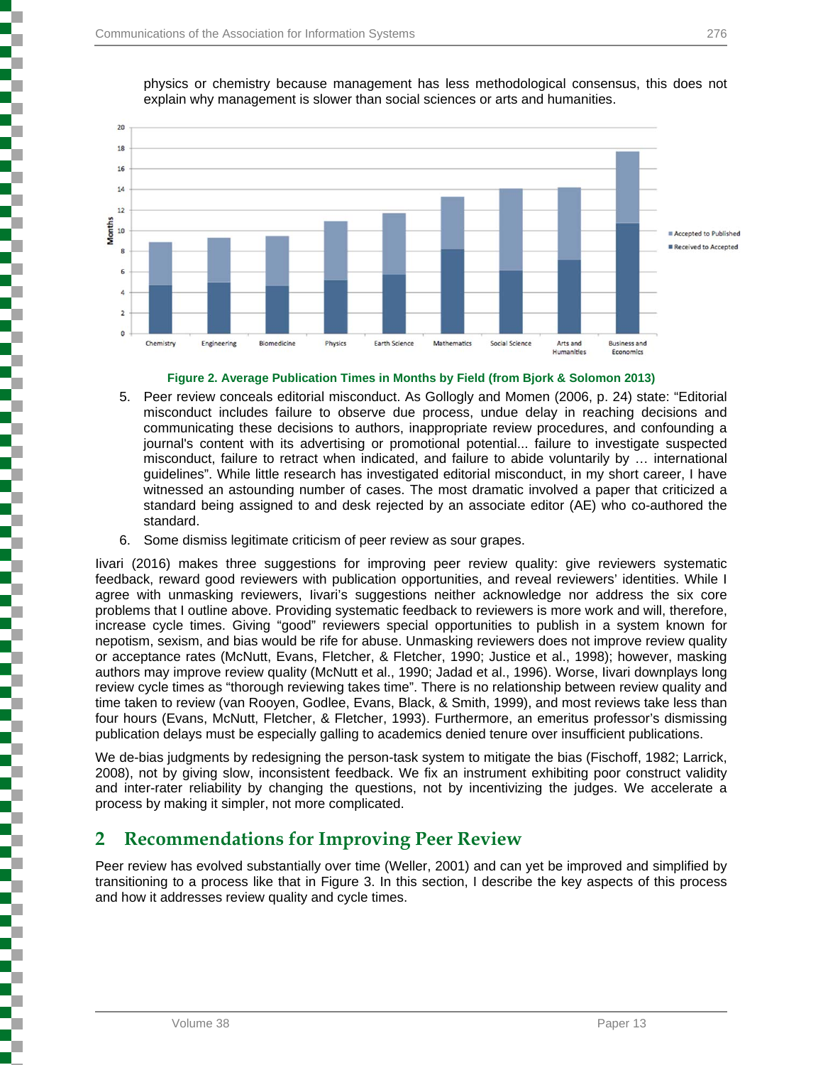physics or chemistry because management has less methodological consensus, this does not explain why management is slower than social sciences or arts and humanities.

**Figure 2. Average Publication Times in Months by Field (from Bjork & Solomon 2013)**

5. Peer review conceals editorial misconduct. As Gollogly and Momen (2006, p. 24) state: "Editorial misconduct includes failure to observe due process, undue delay in reaching decisions and communicating these decisions to authors, inappropriate review procedures, and confounding a journal's content with its advertising or promotional potential... failure to investigate suspected misconduct, failure to retract when indicated, and failure to abide voluntarily by … international guidelines". While little research has investigated editorial misconduct, in my short career, I have witnessed an astounding number of cases. The most dramatic involved a paper that criticized a standard being assigned to and desk rejected by an associate editor (AE) who co-authored the standard.
6. Some dismiss legitimate criticism of peer review as sour grapes.

Iivari (2016) makes three suggestions for improving peer review quality: give reviewers systematic feedback, reward good reviewers with publication opportunities, and reveal reviewers' identities. While I agree with unmasking reviewers, Iivari's suggestions neither acknowledge nor address the six core problems that I outline above. Providing systematic feedback to reviewers is more work and will, therefore, increase cycle times. Giving "good" reviewers special opportunities to publish in a system known for nepotism, sexism, and bias would be rife for abuse. Unmasking reviewers does not improve review quality or acceptance rates (McNutt, Evans, Fletcher, & Fletcher, 1990; Justice et al., 1998); however, masking authors may improve review quality (McNutt et al., 1990; Jadad et al., 1996). Worse, Iivari downplays long review cycle times as "thorough reviewing takes time". There is no relationship between review quality and time taken to review (van Rooyen, Godlee, Evans, Black, & Smith, 1999), and most reviews take less than four hours (Evans, McNutt, Fletcher, & Fletcher, 1993). Furthermore, an emeritus professor's dismissing publication delays must be especially galling to academics denied tenure over insufficient publications.

We de-bias judgments by redesigning the person-task system to mitigate the bias (Fischoff, 1982; Larrick, 2008), not by giving slow, inconsistent feedback. We fix an instrument exhibiting poor construct validity and inter-rater reliability by changing the questions, not by incentivizing the judges. We accelerate a process by making it simpler, not more complicated.

## 2 Recommendations for Improving Peer Review

Peer review has evolved substantially over time (Weller, 2001) and can yet be improved and simplified by transitioning to a process like that in Figure 3. In this section, I describe the key aspects of this process and how it addresses review quality and cycle times.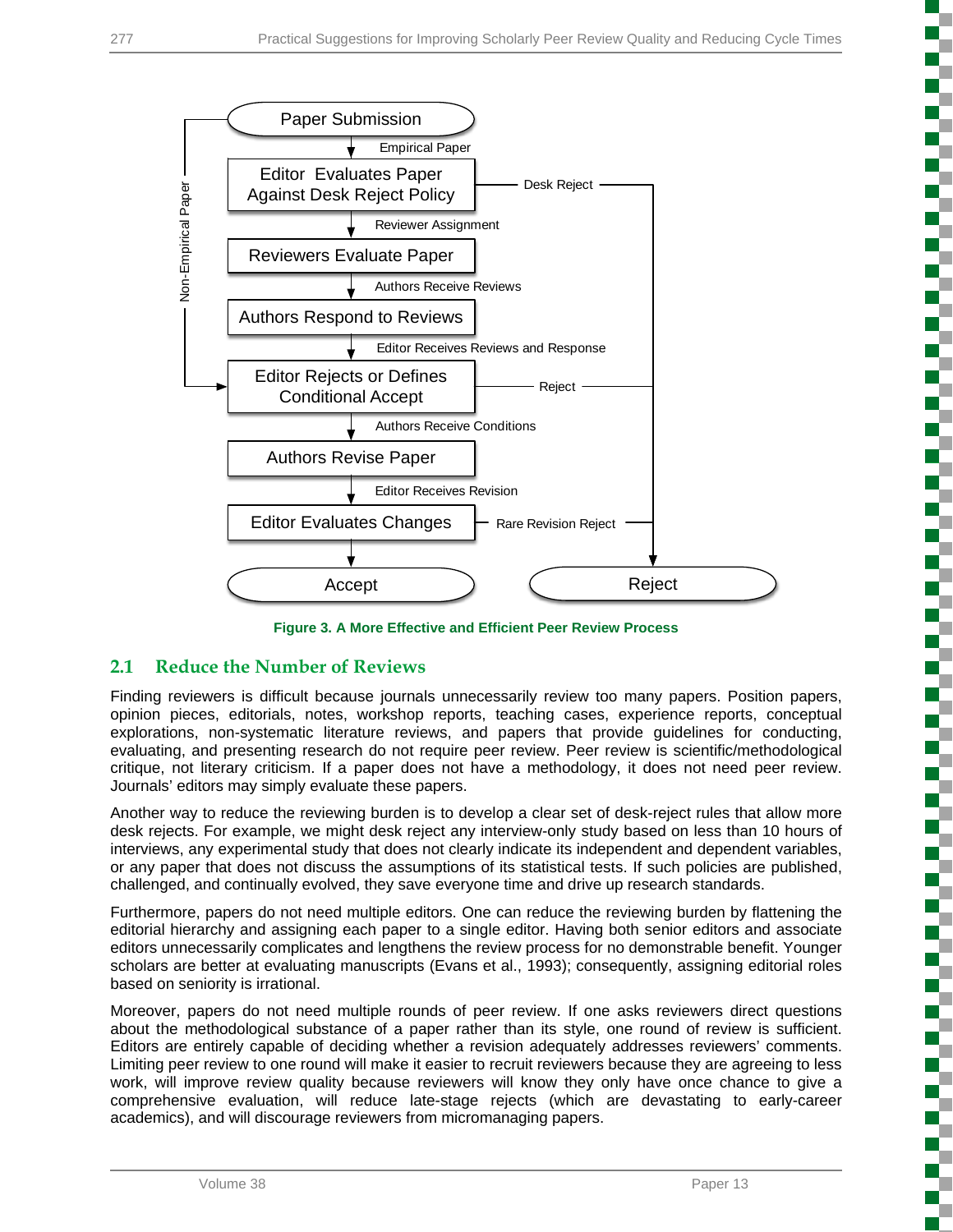Paper Submission

Empirical Paper

Non-Empirical Paper

Editor Evaluates Paper Against Desk Reject Policy

Desk Reject

Reviewer Assignment

Reviewers Evaluate Paper

Authors Receive Reviews

Authors Respond to Reviews

Editor Receives Reviews and Response

Editor Rejects or Defines Conditional Accept

Reject

Authors Receive Conditions

Authors Revise Paper

Editor Receives Revision

Editor Evaluates Changes

Rare Revision Reject

Accept

Reject

**Figure 3. A More Effective and Efficient Peer Review Process**

## 2.1 Reduce the Number of Reviews

Finding reviewers is difficult because journals unnecessarily review too many papers. Position papers, opinion pieces, editorials, notes, workshop reports, teaching cases, experience reports, conceptual explorations, non-systematic literature reviews, and papers that provide guidelines for conducting, evaluating, and presenting research do not require peer review. Peer review is scientific/methodological critique, not literary criticism. If a paper does not have a methodology, it does not need peer review. Journals' editors may simply evaluate these papers.

Another way to reduce the reviewing burden is to develop a clear set of desk-reject rules that allow more desk rejects. For example, we might desk reject any interview-only study based on less than 10 hours of interviews, any experimental study that does not clearly indicate its independent and dependent variables, or any paper that does not discuss the assumptions of its statistical tests. If such policies are published, challenged, and continually evolved, they save everyone time and drive up research standards.

Furthermore, papers do not need multiple editors. One can reduce the reviewing burden by flattening the editorial hierarchy and assigning each paper to a single editor. Having both senior editors and associate editors unnecessarily complicates and lengthens the review process for no demonstrable benefit. Younger scholars are better at evaluating manuscripts (Evans et al., 1993); consequently, assigning editorial roles based on seniority is irrational.

Moreover, papers do not need multiple rounds of peer review. If one asks reviewers direct questions about the methodological substance of a paper rather than its style, one round of review is sufficient. Editors are entirely capable of deciding whether a revision adequately addresses reviewers' comments. Limiting peer review to one round will make it easier to recruit reviewers because they are agreeing to less work, will improve review quality because reviewers will know they only have once chance to give a comprehensive evaluation, will reduce late-stage rejects (which are devastating to early-career academics), and will discourage reviewers from micromanaging papers.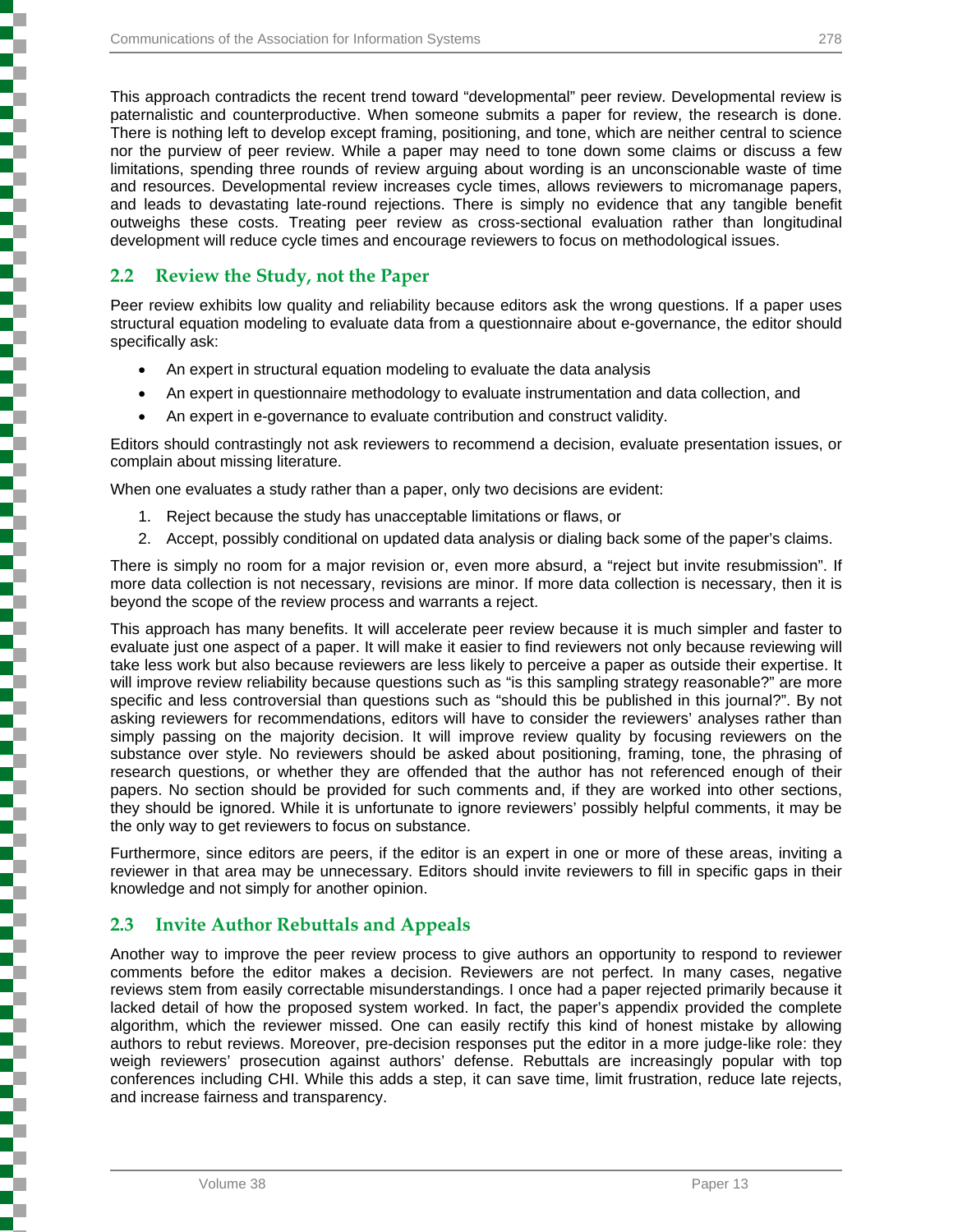This approach contradicts the recent trend toward "developmental" peer review. Developmental review is paternalistic and counterproductive. When someone submits a paper for review, the research is done. There is nothing left to develop except framing, positioning, and tone, which are neither central to science nor the purview of peer review. While a paper may need to tone down some claims or discuss a few limitations, spending three rounds of review arguing about wording is an unconscionable waste of time and resources. Developmental review increases cycle times, allows reviewers to micromanage papers, and leads to devastating late-round rejections. There is simply no evidence that any tangible benefit outweighs these costs. Treating peer review as cross-sectional evaluation rather than longitudinal development will reduce cycle times and encourage reviewers to focus on methodological issues.

## 2.2 Review the Study, not the Paper

Peer review exhibits low quality and reliability because editors ask the wrong questions. If a paper uses structural equation modeling to evaluate data from a questionnaire about e-governance, the editor should specifically ask:

- An expert in structural equation modeling to evaluate the data analysis
- An expert in questionnaire methodology to evaluate instrumentation and data collection, and
- An expert in e-governance to evaluate contribution and construct validity.

Editors should contrastingly not ask reviewers to recommend a decision, evaluate presentation issues, or complain about missing literature.

When one evaluates a study rather than a paper, only two decisions are evident:

1. Reject because the study has unacceptable limitations or flaws, or
2. Accept, possibly conditional on updated data analysis or dialing back some of the paper's claims.

There is simply no room for a major revision or, even more absurd, a "reject but invite resubmission". If more data collection is not necessary, revisions are minor. If more data collection is necessary, then it is beyond the scope of the review process and warrants a reject.

This approach has many benefits. It will accelerate peer review because it is much simpler and faster to evaluate just one aspect of a paper. It will make it easier to find reviewers not only because reviewing will take less work but also because reviewers are less likely to perceive a paper as outside their expertise. It will improve review reliability because questions such as "is this sampling strategy reasonable?" are more specific and less controversial than questions such as "should this be published in this journal?". By not asking reviewers for recommendations, editors will have to consider the reviewers' analyses rather than simply passing on the majority decision. It will improve review quality by focusing reviewers on the substance over style. No reviewers should be asked about positioning, framing, tone, the phrasing of research questions, or whether they are offended that the author has not referenced enough of their papers. No section should be provided for such comments and, if they are worked into other sections, they should be ignored. While it is unfortunate to ignore reviewers' possibly helpful comments, it may be the only way to get reviewers to focus on substance.

Furthermore, since editors are peers, if the editor is an expert in one or more of these areas, inviting a reviewer in that area may be unnecessary. Editors should invite reviewers to fill in specific gaps in their knowledge and not simply for another opinion.

## 2.3 Invite Author Rebuttals and Appeals

Another way to improve the peer review process to give authors an opportunity to respond to reviewer comments before the editor makes a decision. Reviewers are not perfect. In many cases, negative reviews stem from easily correctable misunderstandings. I once had a paper rejected primarily because it lacked detail of how the proposed system worked. In fact, the paper's appendix provided the complete algorithm, which the reviewer missed. One can easily rectify this kind of honest mistake by allowing authors to rebut reviews. Moreover, pre-decision responses put the editor in a more judge-like role: they weigh reviewers' prosecution against authors' defense. Rebuttals are increasingly popular with top conferences including CHI. While this adds a step, it can save time, limit frustration, reduce late rejects, and increase fairness and transparency.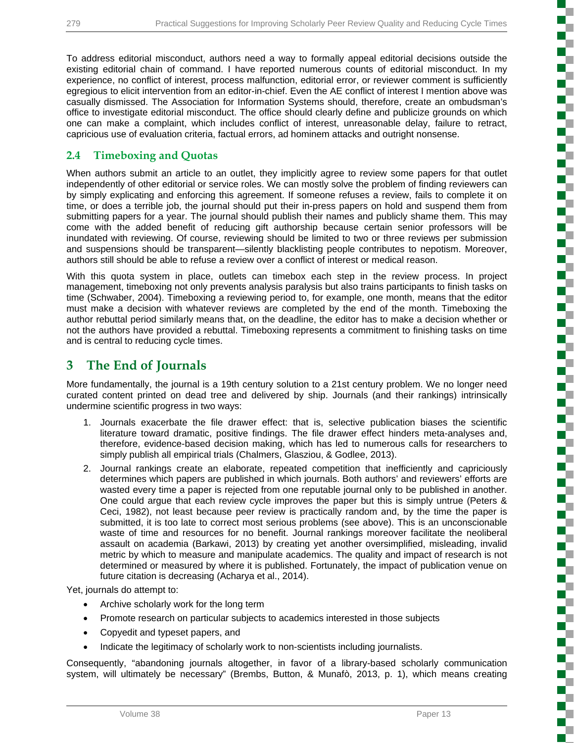To address editorial misconduct, authors need a way to formally appeal editorial decisions outside the existing editorial chain of command. I have reported numerous counts of editorial misconduct. In my experience, no conflict of interest, process malfunction, editorial error, or reviewer comment is sufficiently egregious to elicit intervention from an editor-in-chief. Even the AE conflict of interest I mention above was casually dismissed. The Association for Information Systems should, therefore, create an ombudsman's office to investigate editorial misconduct. The office should clearly define and publicize grounds on which one can make a complaint, which includes conflict of interest, unreasonable delay, failure to retract, capricious use of evaluation criteria, factual errors, ad hominem attacks and outright nonsense.

## 2.4 Timeboxing and Quotas

When authors submit an article to an outlet, they implicitly agree to review some papers for that outlet independently of other editorial or service roles. We can mostly solve the problem of finding reviewers can by simply explicating and enforcing this agreement. If someone refuses a review, fails to complete it on time, or does a terrible job, the journal should put their in-press papers on hold and suspend them from submitting papers for a year. The journal should publish their names and publicly shame them. This may come with the added benefit of reducing gift authorship because certain senior professors will be inundated with reviewing. Of course, reviewing should be limited to two or three reviews per submission and suspensions should be transparent—silently blacklisting people contributes to nepotism. Moreover, authors still should be able to refuse a review over a conflict of interest or medical reason.

With this quota system in place, outlets can timebox each step in the review process. In project management, timeboxing not only prevents analysis paralysis but also trains participants to finish tasks on time (Schwaber, 2004). Timeboxing a reviewing period to, for example, one month, means that the editor must make a decision with whatever reviews are completed by the end of the month. Timeboxing the author rebuttal period similarly means that, on the deadline, the editor has to make a decision whether or not the authors have provided a rebuttal. Timeboxing represents a commitment to finishing tasks on time and is central to reducing cycle times.

# 3 The End of Journals

More fundamentally, the journal is a 19th century solution to a 21st century problem. We no longer need curated content printed on dead tree and delivered by ship. Journals (and their rankings) intrinsically undermine scientific progress in two ways:

1. Journals exacerbate the file drawer effect: that is, selective publication biases the scientific literature toward dramatic, positive findings. The file drawer effect hinders meta-analyses and, therefore, evidence-based decision making, which has led to numerous calls for researchers to simply publish all empirical trials (Chalmers, Glasziou, & Godlee, 2013).
2. Journal rankings create an elaborate, repeated competition that inefficiently and capriciously determines which papers are published in which journals. Both authors' and reviewers' efforts are wasted every time a paper is rejected from one reputable journal only to be published in another. One could argue that each review cycle improves the paper but this is simply untrue (Peters & Ceci, 1982), not least because peer review is practically random and, by the time the paper is submitted, it is too late to correct most serious problems (see above). This is an unconscionable waste of time and resources for no benefit. Journal rankings moreover facilitate the neoliberal assault on academia (Barkawi, 2013) by creating yet another oversimplified, misleading, invalid metric by which to measure and manipulate academics. The quality and impact of research is not determined or measured by where it is published. Fortunately, the impact of publication venue on future citation is decreasing (Acharya et al., 2014).

Yet, journals do attempt to:

- Archive scholarly work for the long term
- Promote research on particular subjects to academics interested in those subjects
- Copyedit and typeset papers, and
- Indicate the legitimacy of scholarly work to non-scientists including journalists.

Consequently, "abandoning journals altogether, in favor of a library-based scholarly communication system, will ultimately be necessary" (Brembs, Button, & Munafò, 2013, p. 1), which means creating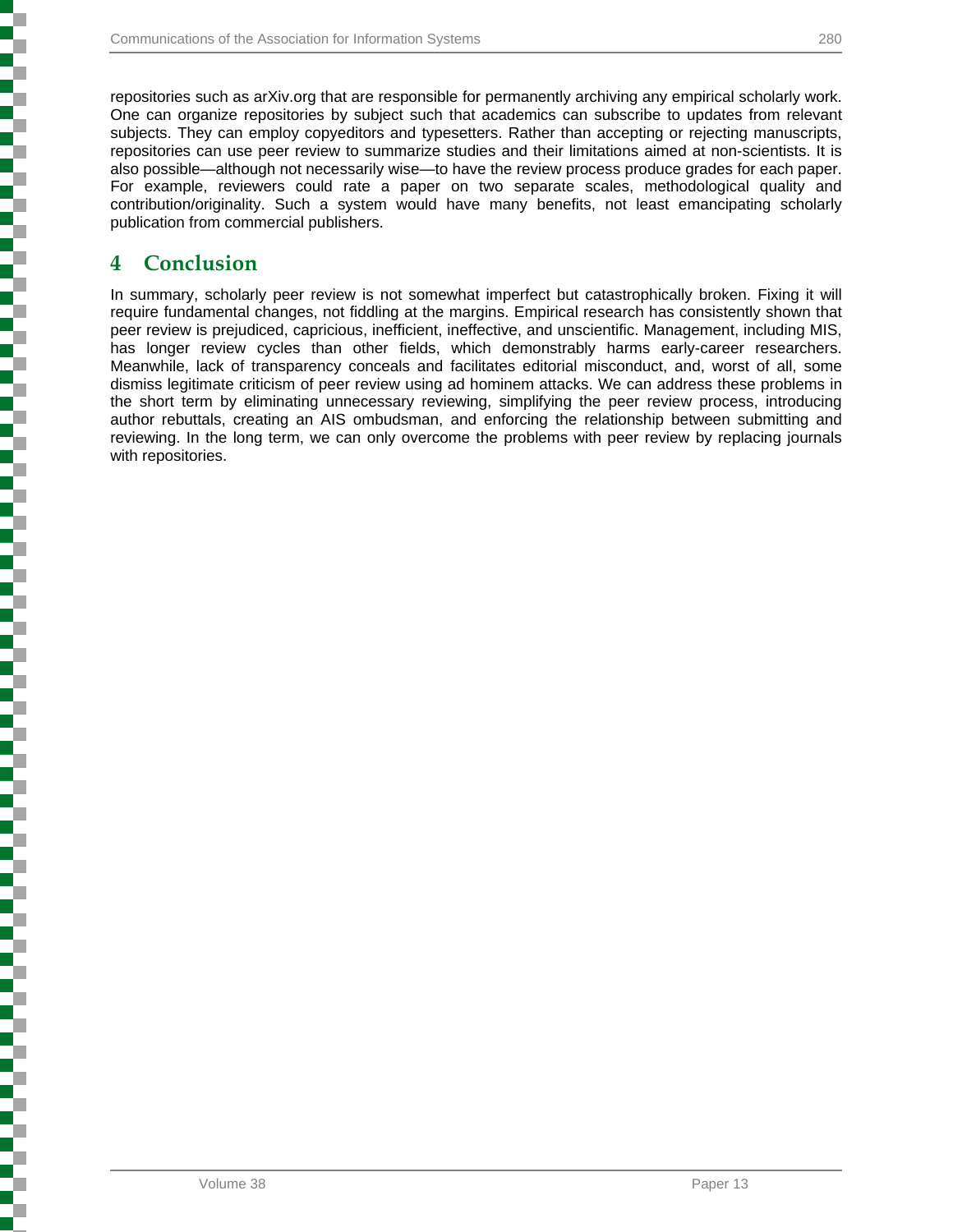repositories such as arXiv.org that are responsible for permanently archiving any empirical scholarly work. One can organize repositories by subject such that academics can subscribe to updates from relevant subjects. They can employ copyeditors and typesetters. Rather than accepting or rejecting manuscripts, repositories can use peer review to summarize studies and their limitations aimed at non-scientists. It is also possible—although not necessarily wise—to have the review process produce grades for each paper. For example, reviewers could rate a paper on two separate scales, methodological quality and contribution/originality. Such a system would have many benefits, not least emancipating scholarly publication from commercial publishers.

# 4 Conclusion

In summary, scholarly peer review is not somewhat imperfect but catastrophically broken. Fixing it will require fundamental changes, not fiddling at the margins. Empirical research has consistently shown that peer review is prejudiced, capricious, inefficient, ineffective, and unscientific. Management, including MIS, has longer review cycles than other fields, which demonstrably harms early-career researchers. Meanwhile, lack of transparency conceals and facilitates editorial misconduct, and, worst of all, some dismiss legitimate criticism of peer review using ad hominem attacks. We can address these problems in the short term by eliminating unnecessary reviewing, simplifying the peer review process, introducing author rebuttals, creating an AIS ombudsman, and enforcing the relationship between submitting and reviewing. In the long term, we can only overcome the problems with peer review by replacing journals with repositories.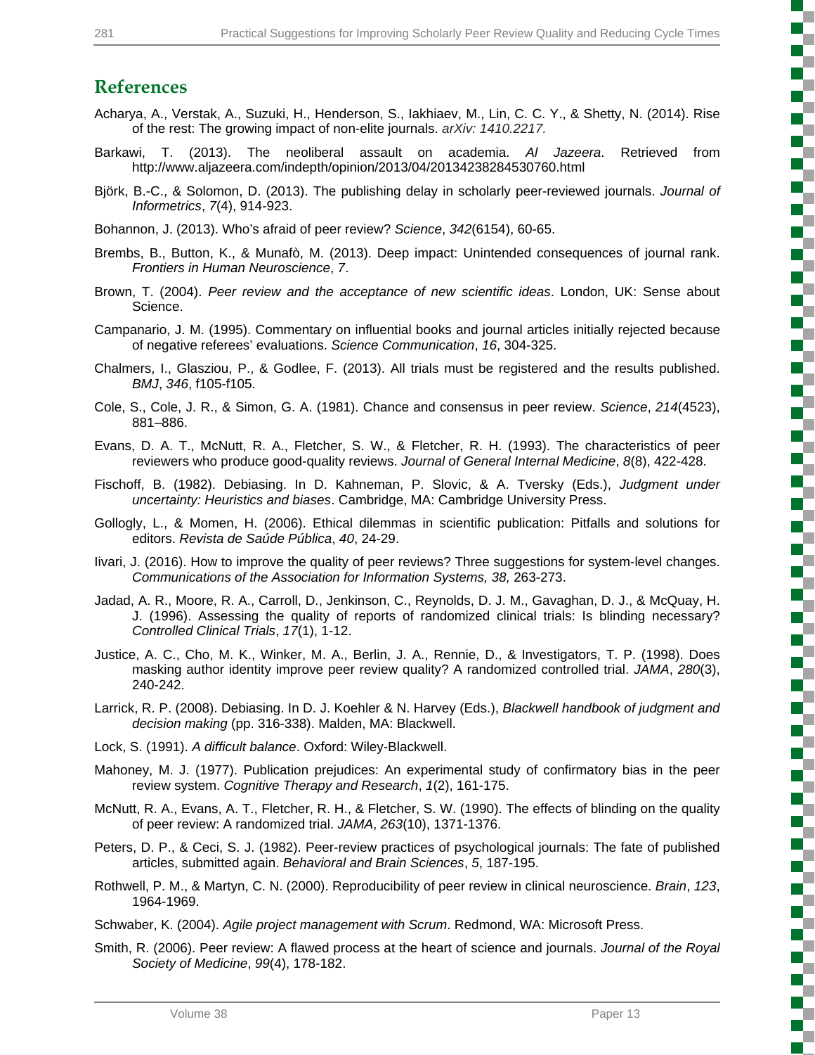## References

Acharya, A., Verstak, A., Suzuki, H., Henderson, S., Iakhiaev, M., Lin, C. C. Y., & Shetty, N. (2014). Rise of the rest: The growing impact of non-elite journals. *arXiv: 1410.2217.*

Barkawi, T. (2013). The neoliberal assault on academia. *Al Jazeera*. Retrieved from http://www.aljazeera.com/indepth/opinion/2013/04/20134238284530760.html

Björk, B.-C., & Solomon, D. (2013). The publishing delay in scholarly peer-reviewed journals. *Journal of Informetrics*, *7*(4), 914-923.

Bohannon, J. (2013). Who's afraid of peer review? *Science*, *342*(6154), 60-65.

Brembs, B., Button, K., & Munafò, M. (2013). Deep impact: Unintended consequences of journal rank. *Frontiers in Human Neuroscience*, *7*.

Brown, T. (2004). *Peer review and the acceptance of new scientific ideas*. London, UK: Sense about Science.

Campanario, J. M. (1995). Commentary on influential books and journal articles initially rejected because of negative referees' evaluations. *Science Communication*, *16*, 304-325.

Chalmers, I., Glasziou, P., & Godlee, F. (2013). All trials must be registered and the results published. *BMJ*, *346*, f105-f105.

Cole, S., Cole, J. R., & Simon, G. A. (1981). Chance and consensus in peer review. *Science*, *214*(4523), 881–886.

Evans, D. A. T., McNutt, R. A., Fletcher, S. W., & Fletcher, R. H. (1993). The characteristics of peer reviewers who produce good-quality reviews. *Journal of General Internal Medicine*, *8*(8), 422-428.

Fischoff, B. (1982). Debiasing. In D. Kahneman, P. Slovic, & A. Tversky (Eds.), *Judgment under uncertainty: Heuristics and biases*. Cambridge, MA: Cambridge University Press.

Gollogly, L., & Momen, H. (2006). Ethical dilemmas in scientific publication: Pitfalls and solutions for editors. *Revista de Saúde Pública*, *40*, 24-29.

Iivari, J. (2016). How to improve the quality of peer reviews? Three suggestions for system-level changes. *Communications of the Association for Information Systems, 38,* 263-273.

Jadad, A. R., Moore, R. A., Carroll, D., Jenkinson, C., Reynolds, D. J. M., Gavaghan, D. J., & McQuay, H. J. (1996). Assessing the quality of reports of randomized clinical trials: Is blinding necessary? *Controlled Clinical Trials*, *17*(1), 1-12.

Justice, A. C., Cho, M. K., Winker, M. A., Berlin, J. A., Rennie, D., & Investigators, T. P. (1998). Does masking author identity improve peer review quality? A randomized controlled trial. *JAMA*, *280*(3), 240-242.

Larrick, R. P. (2008). Debiasing. In D. J. Koehler & N. Harvey (Eds.), *Blackwell handbook of judgment and decision making* (pp. 316-338). Malden, MA: Blackwell.

Lock, S. (1991). *A difficult balance*. Oxford: Wiley-Blackwell.

Mahoney, M. J. (1977). Publication prejudices: An experimental study of confirmatory bias in the peer review system. *Cognitive Therapy and Research*, *1*(2), 161-175.

McNutt, R. A., Evans, A. T., Fletcher, R. H., & Fletcher, S. W. (1990). The effects of blinding on the quality of peer review: A randomized trial. *JAMA*, *263*(10), 1371-1376.

Peters, D. P., & Ceci, S. J. (1982). Peer-review practices of psychological journals: The fate of published articles, submitted again. *Behavioral and Brain Sciences*, *5*, 187-195.

Rothwell, P. M., & Martyn, C. N. (2000). Reproducibility of peer review in clinical neuroscience. *Brain*, *123*, 1964-1969.

Schwaber, K. (2004). *Agile project management with Scrum*. Redmond, WA: Microsoft Press.

Smith, R. (2006). Peer review: A flawed process at the heart of science and journals. *Journal of the Royal Society of Medicine*, *99*(4), 178-182.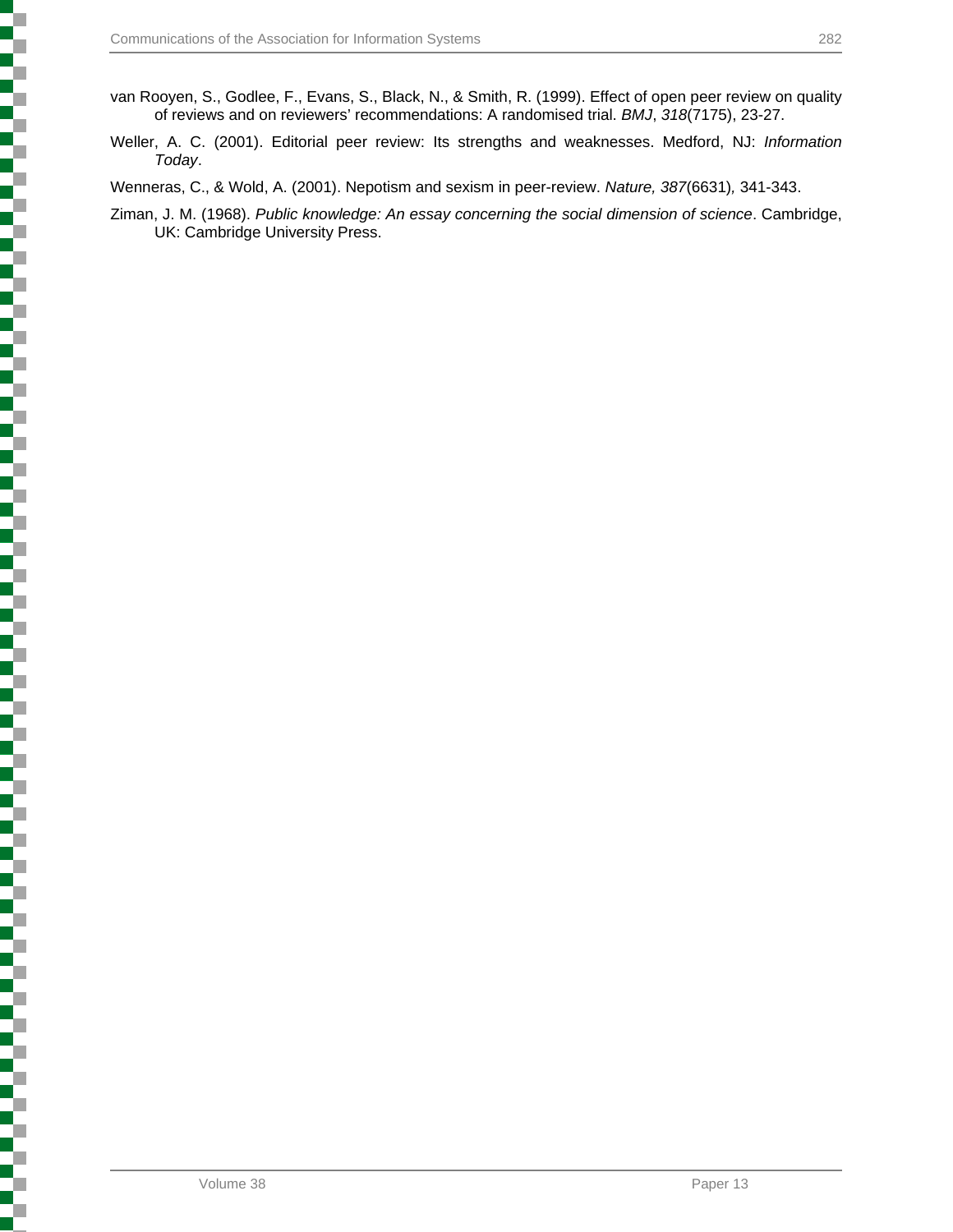van Rooyen, S., Godlee, F., Evans, S., Black, N., & Smith, R. (1999). Effect of open peer review on quality of reviews and on reviewers' recommendations: A randomised trial. *BMJ*, *318*(7175), 23-27.

Weller, A. C. (2001). Editorial peer review: Its strengths and weaknesses. Medford, NJ: *Information Today*.

Wenneras, C., & Wold, A. (2001). Nepotism and sexism in peer-review. *Nature, 387*(6631)*,* 341-343.

Ziman, J. M. (1968). *Public knowledge: An essay concerning the social dimension of science*. Cambridge, UK: Cambridge University Press.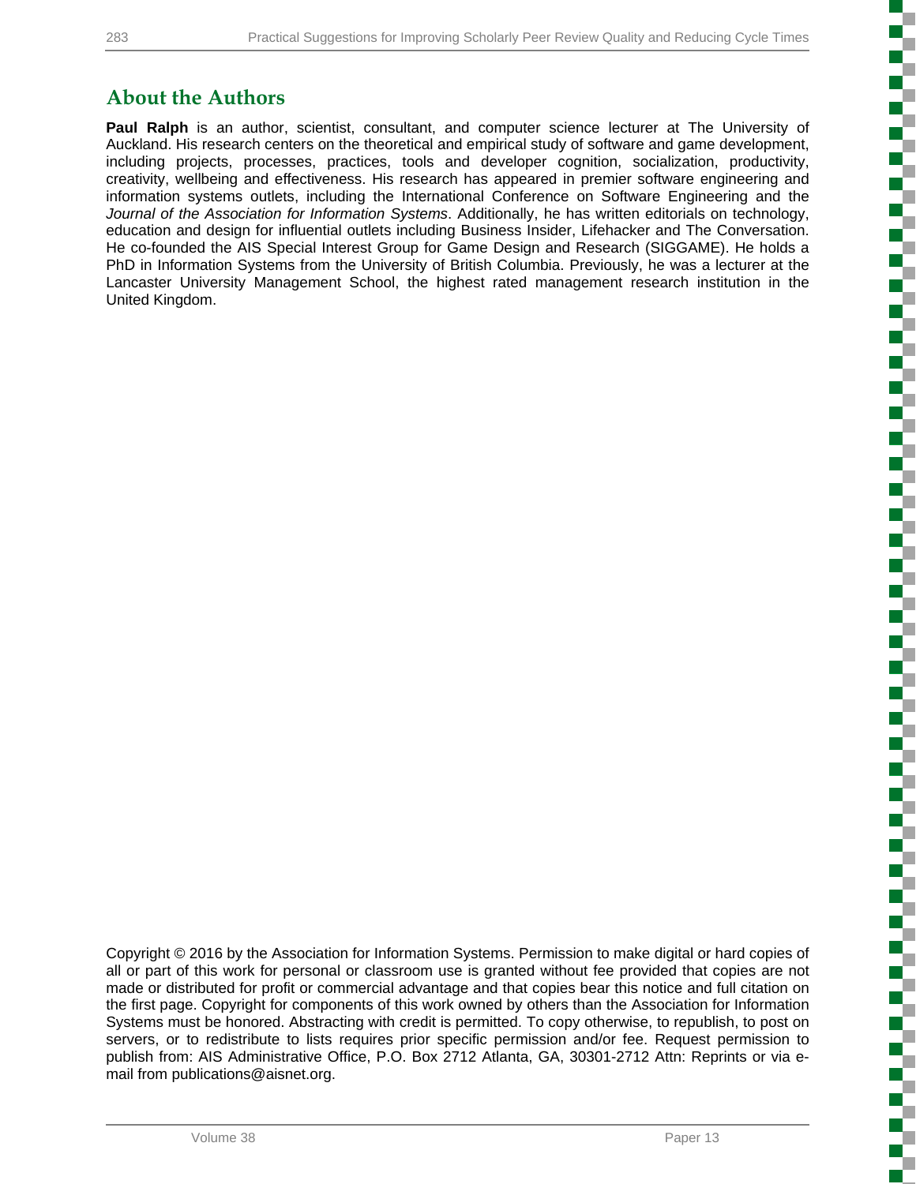## About the Authors

**Paul Ralph** is an author, scientist, consultant, and computer science lecturer at The University of Auckland. His research centers on the theoretical and empirical study of software and game development, including projects, processes, practices, tools and developer cognition, socialization, productivity, creativity, wellbeing and effectiveness. His research has appeared in premier software engineering and information systems outlets, including the International Conference on Software Engineering and the *Journal of the Association for Information Systems*. Additionally, he has written editorials on technology, education and design for influential outlets including Business Insider, Lifehacker and The Conversation. He co-founded the AIS Special Interest Group for Game Design and Research (SIGGAME). He holds a PhD in Information Systems from the University of British Columbia. Previously, he was a lecturer at the Lancaster University Management School, the highest rated management research institution in the United Kingdom.

Copyright © 2016 by the Association for Information Systems. Permission to make digital or hard copies of all or part of this work for personal or classroom use is granted without fee provided that copies are not made or distributed for profit or commercial advantage and that copies bear this notice and full citation on the first page. Copyright for components of this work owned by others than the Association for Information Systems must be honored. Abstracting with credit is permitted. To copy otherwise, to republish, to post on servers, or to redistribute to lists requires prior specific permission and/or fee. Request permission to publish from: AIS Administrative Office, P.O. Box 2712 Atlanta, GA, 30301-2712 Attn: Reprints or via e-mail from publications@aisnet.org.